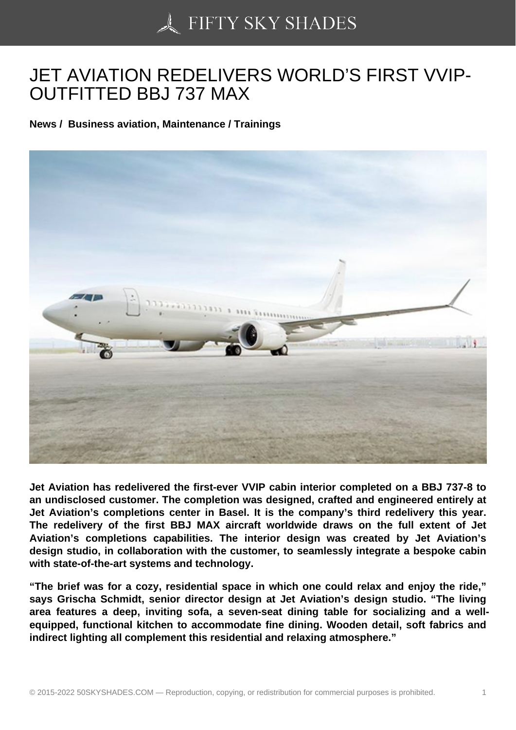# JET AVIATION REDELIVERS WORLD'S FIRST VVIP-OUTFITTED BBJ 737 MAX

**News / Business aviation, Maintenance / Trainings**

**Jet Aviation has redelivered the first-ever VVIP cabin interior completed on a BBJ 737-8 to an undisclosed customer. The completion was designed, crafted and engineered entirely at Jet Aviation's completions center in Basel. It is the company's third redelivery this year. The redelivery of the first BBJ MAX aircraft worldwide draws on the full extent of Jet Aviation's completions capabilities. The interior design was created by Jet Aviation's design studio, in collaboration with the customer, to seamlessly integrate a bespoke cabin with state-of-the-art systems and technology.**

**"The brief was for a cozy, residential space in which one could relax and enjoy the ride," says Grischa Schmidt, senior director design at Jet Aviation's design studio. "The living area features a deep, inviting sofa, a seven-seat dining table for socializing and a well-equipped, functional kitchen to accommodate fine dining. Wooden detail, soft fabrics and indirect lighting all complement this residential and relaxing atmosphere."**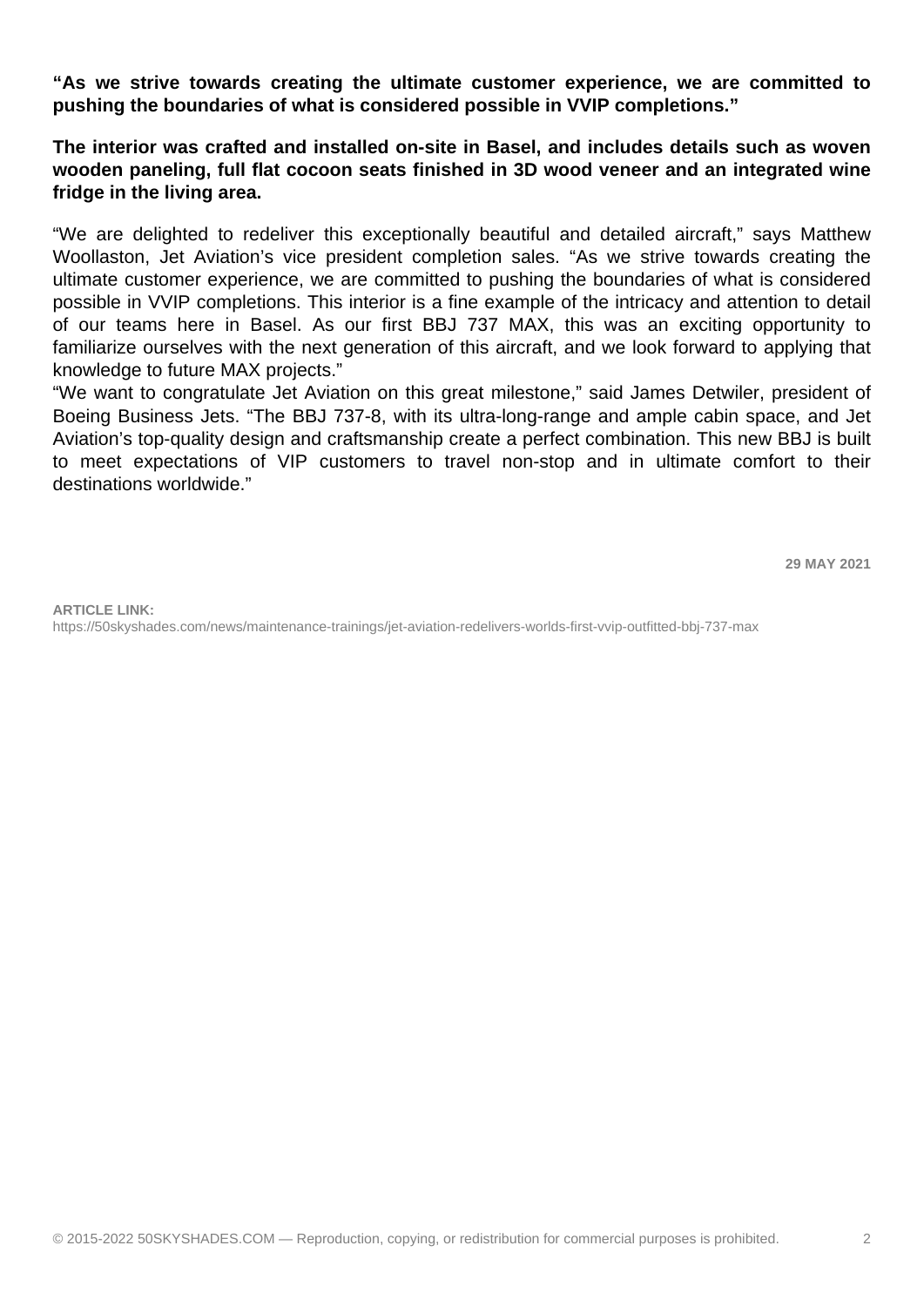**“As we strive towards creating the ultimate customer experience, we are committed to pushing the boundaries of what is considered possible in VVIP completions.”**

**The interior was crafted and installed on-site in Basel, and includes details such as woven wooden paneling, full flat cocoon seats finished in 3D wood veneer and an integrated wine fridge in the living area.**

“We are delighted to redeliver this exceptionally beautiful and detailed aircraft,” says Matthew Woollaston, Jet Aviation’s vice president completion sales. “As we strive towards creating the ultimate customer experience, we are committed to pushing the boundaries of what is considered possible in VVIP completions. This interior is a fine example of the intricacy and attention to detail of our teams here in Basel. As our first BBJ 737 MAX, this was an exciting opportunity to familiarize ourselves with the next generation of this aircraft, and we look forward to applying that knowledge to future MAX projects.”
“We want to congratulate Jet Aviation on this great milestone,” said James Detwiler, president of Boeing Business Jets. “The BBJ 737-8, with its ultra-long-range and ample cabin space, and Jet Aviation’s top-quality design and craftsmanship create a perfect combination. This new BBJ is built to meet expectations of VIP customers to travel non-stop and in ultimate comfort to their destinations worldwide.”

**29 MAY 2021**

**ARTICLE LINK:**
https://50skyshades.com/news/maintenance-trainings/jet-aviation-redelivers-worlds-first-vvip-outfitted-bbj-737-max